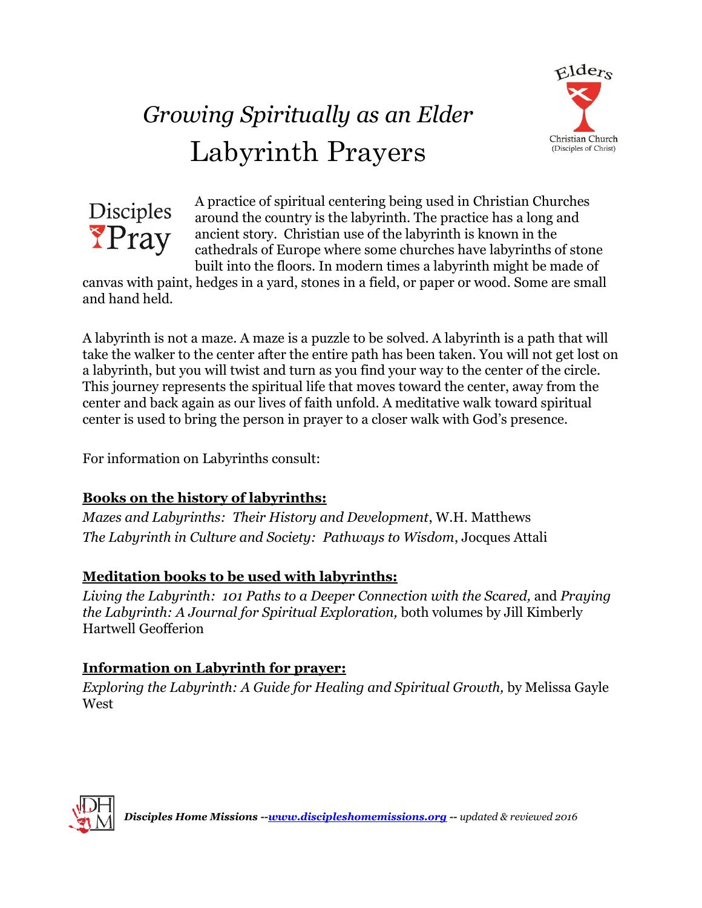# *Growing Spiritually as an Elder*

# Labyrinth Prayers

Disciples Pray

A practice of spiritual centering being used in Christian Churches around the country is the labyrinth. The practice has a long and ancient story. Christian use of the labyrinth is known in the cathedrals of Europe where some churches have labyrinths of stone built into the floors. In modern times a labyrinth might be made of canvas with paint, hedges in a yard, stones in a field, or paper or wood. Some are small and hand held.

A labyrinth is not a maze. A maze is a puzzle to be solved. A labyrinth is a path that will take the walker to the center after the entire path has been taken. You will not get lost on a labyrinth, but you will twist and turn as you find your way to the center of the circle. This journey represents the spiritual life that moves toward the center, away from the center and back again as our lives of faith unfold. A meditative walk toward spiritual center is used to bring the person in prayer to a closer walk with God's presence.

For information on Labyrinths consult:

**Books on the history of labyrinths:**

*Mazes and Labyrinths: Their History and Development*, W.H. Matthews
*The Labyrinth in Culture and Society: Pathways to Wisdom*, Jocques Attali

**Meditation books to be used with labyrinths:**

*Living the Labyrinth: 101 Paths to a Deeper Connection with the Scared,* and *Praying the Labyrinth: A Journal for Spiritual Exploration,* both volumes by Jill Kimberly Hartwell Geofferion

**Information on Labyrinth for prayer:**

*Exploring the Labyrinth: A Guide for Healing and Spiritual Growth,* by Melissa Gayle West

***Disciples Home Missions --www.discipleshomemissions.org** -- updated & reviewed 2016*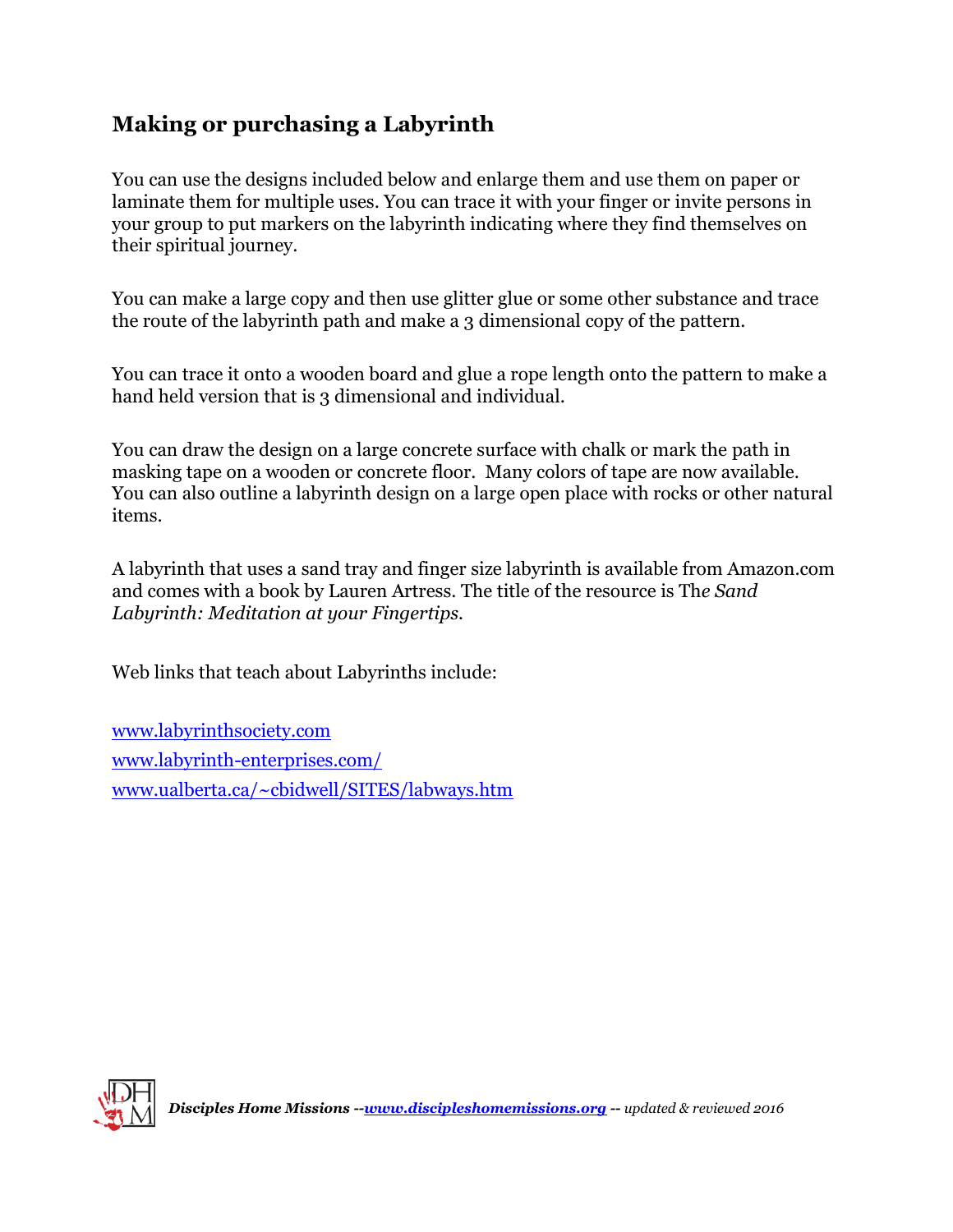## Making or purchasing a Labyrinth

You can use the designs included below and enlarge them and use them on paper or laminate them for multiple uses. You can trace it with your finger or invite persons in your group to put markers on the labyrinth indicating where they find themselves on their spiritual journey.

You can make a large copy and then use glitter glue or some other substance and trace the route of the labyrinth path and make a 3 dimensional copy of the pattern.

You can trace it onto a wooden board and glue a rope length onto the pattern to make a hand held version that is 3 dimensional and individual.

You can draw the design on a large concrete surface with chalk or mark the path in masking tape on a wooden or concrete floor. Many colors of tape are now available. You can also outline a labyrinth design on a large open place with rocks or other natural items.

A labyrinth that uses a sand tray and finger size labyrinth is available from Amazon.com and comes with a book by Lauren Artress. The title of the resource is Th*e Sand Labyrinth: Meditation at your Fingertips.*

Web links that teach about Labyrinths include:

[www.labyrinthsociety.com](http://www.labyrinthsociety.com)
[www.labyrinth-enterprises.com/](http://www.labyrinth-enterprises.com/)
[www.ualberta.ca/~cbidwell/SITES/labways.htm](http://www.ualberta.ca/~cbidwell/SITES/labways.htm)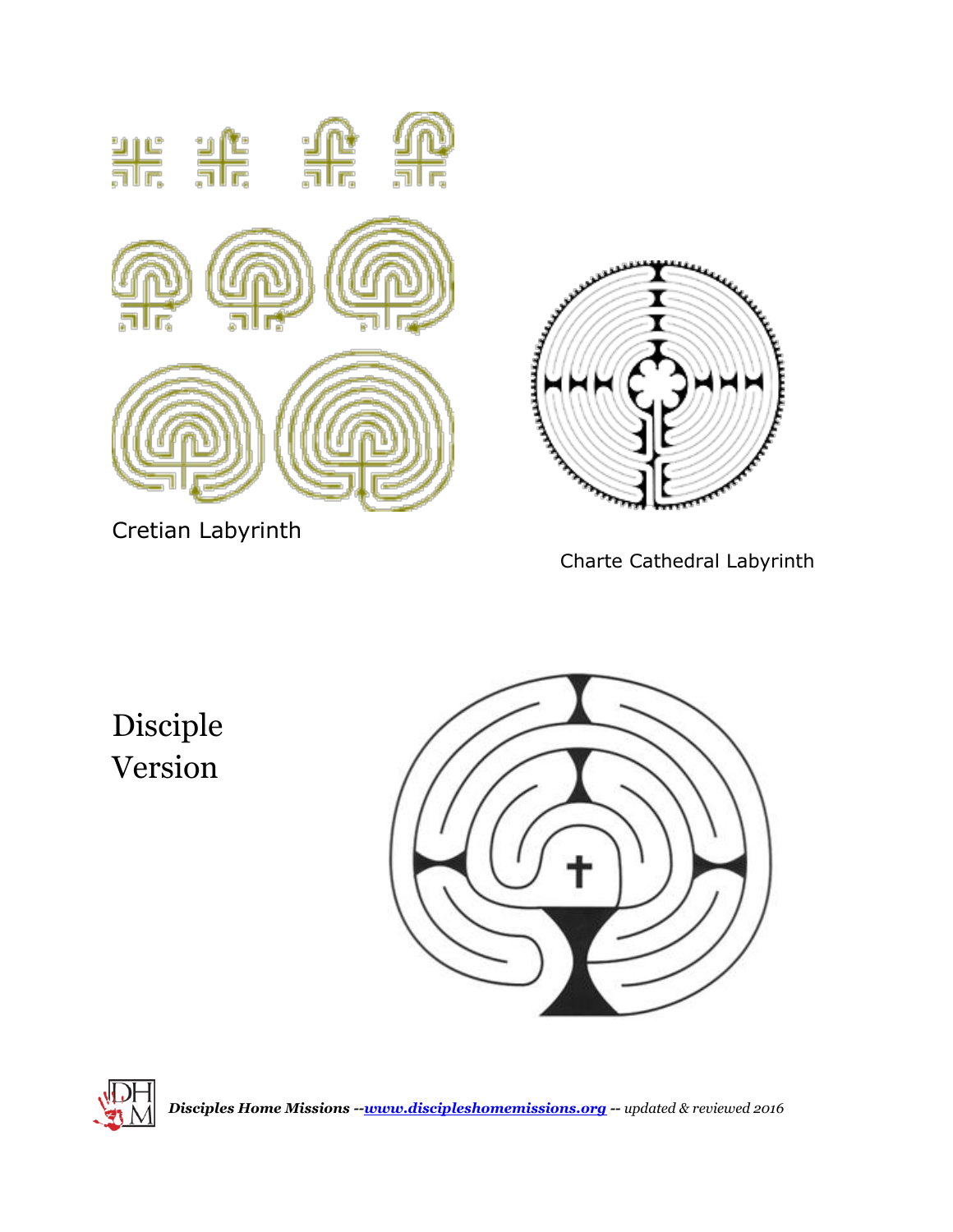Cretian Labyrinth

Charte Cathedral Labyrinth

Disciple Version

*Disciples Home Missions --[www.discipleshomemissions.org](http://www.discipleshomemissions.org) -- updated & reviewed 2016*